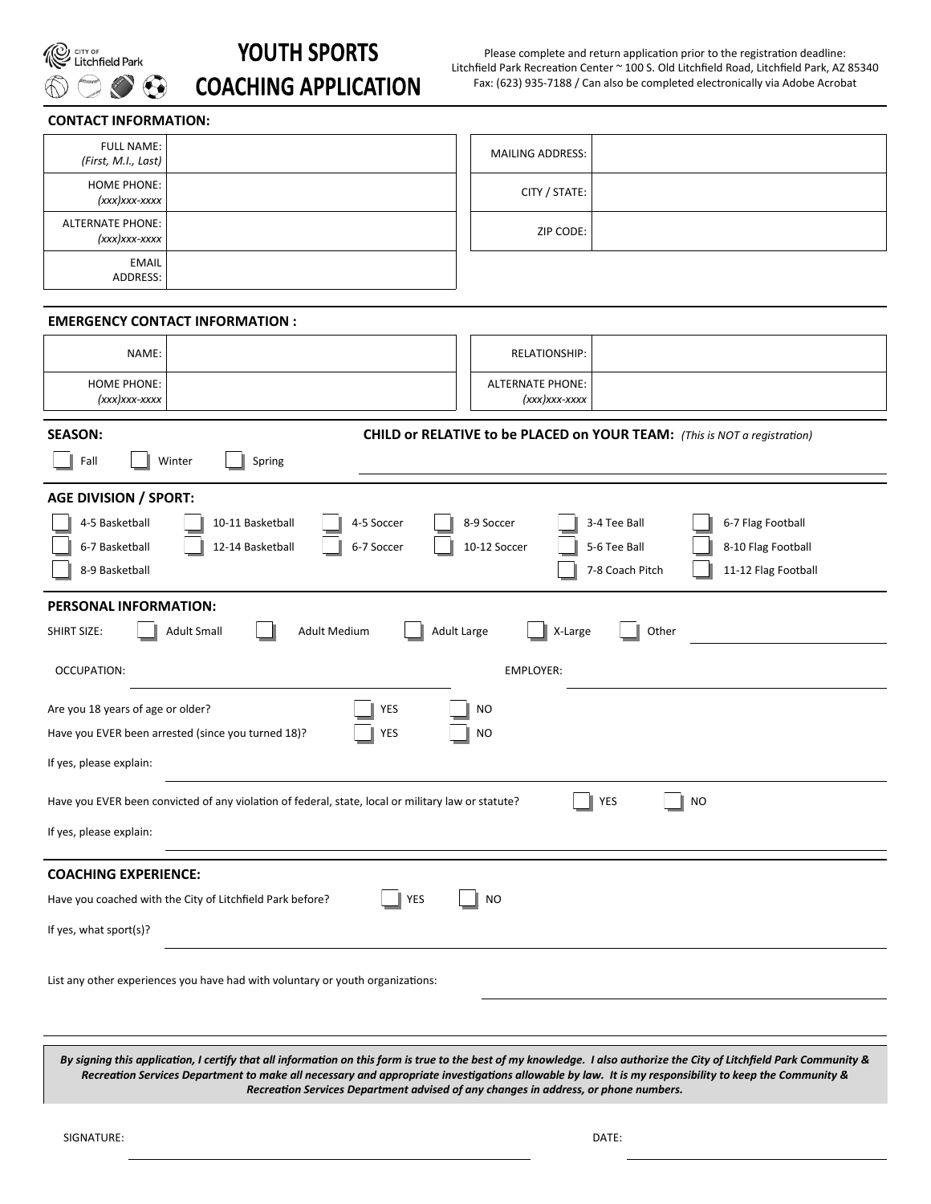City of Litchfield Park

# YOUTH SPORTS COACHING APPLICATION

Please complete and return application prior to the registration deadline:
Litchfield Park Recreation Center ~ 100 S. Old Litchfield Road, Litchfield Park, AZ 85340
Fax: (623) 935-7188 / Can also be completed electronically via Adobe Acrobat

## CONTACT INFORMATION:

| | | | |
|---|---|---|---|
| FULL NAME: *(First, M.I., Last)* | | MAILING ADDRESS: | |
| HOME PHONE: *(xxx)xxx-xxxx* | | CITY / STATE: | |
| ALTERNATE PHONE: *(xxx)xxx-xxxx* | | ZIP CODE: | |
| EMAIL ADDRESS: | | | |

## EMERGENCY CONTACT INFORMATION :

| | | | |
|---|---|---|---|
| NAME: | | RELATIONSHIP: | |
| HOME PHONE: *(xxx)xxx-xxxx* | | ALTERNATE PHONE: *(xxx)xxx-xxxx* | |

**SEASON:**

☐ Fall ☐ Winter ☐ Spring

**CHILD or RELATIVE to be PLACED on YOUR TEAM:** *(This is NOT a registration)* ____________________

## AGE DIVISION / SPORT:

☐ 4-5 Basketball ☐ 10-11 Basketball ☐ 4-5 Soccer ☐ 8-9 Soccer ☐ 3-4 Tee Ball ☐ 6-7 Flag Football
☐ 6-7 Basketball ☐ 12-14 Basketball ☐ 6-7 Soccer ☐ 10-12 Soccer ☐ 5-6 Tee Ball ☐ 8-10 Flag Football
☐ 8-9 Basketball ☐ 7-8 Coach Pitch ☐ 11-12 Flag Football

## PERSONAL INFORMATION:

SHIRT SIZE: ☐ Adult Small ☐ Adult Medium ☐ Adult Large ☐ X-Large ☐ Other ____________

OCCUPATION: ____________________ EMPLOYER: ____________________

Are you 18 years of age or older? ☐ YES ☐ NO

Have you EVER been arrested (since you turned 18)? ☐ YES ☐ NO

If yes, please explain: ____________________

Have you EVER been convicted of any violation of federal, state, local or military law or statute? ☐ YES ☐ NO

If yes, please explain: ____________________

## COACHING EXPERIENCE:

Have you coached with the City of Litchfield Park before? ☐ YES ☐ NO

If yes, what sport(s)? ____________________

List any other experiences you have had with voluntary or youth organizations: ____________________

***By signing this application, I certify that all information on this form is true to the best of my knowledge. I also authorize the City of Litchfield Park Community & Recreation Services Department to make all necessary and appropriate investigations allowable by law. It is my responsibility to keep the Community & Recreation Services Department advised of any changes in address, or phone numbers.***

SIGNATURE: ____________________ DATE: ____________________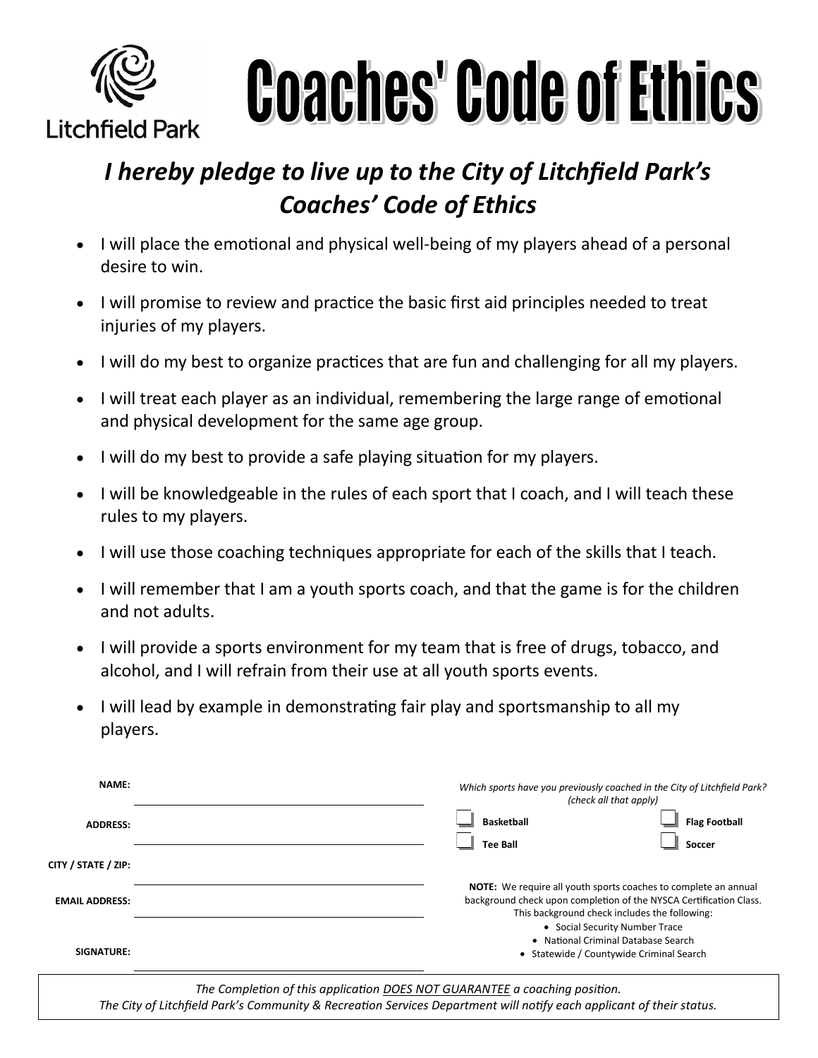Litchfield Park

# Coaches' Code of Ethics

## *I hereby pledge to live up to the City of Litchfield Park's Coaches' Code of Ethics*

- I will place the emotional and physical well-being of my players ahead of a personal desire to win.
- I will promise to review and practice the basic first aid principles needed to treat injuries of my players.
- I will do my best to organize practices that are fun and challenging for all my players.
- I will treat each player as an individual, remembering the large range of emotional and physical development for the same age group.
- I will do my best to provide a safe playing situation for my players.
- I will be knowledgeable in the rules of each sport that I coach, and I will teach these rules to my players.
- I will use those coaching techniques appropriate for each of the skills that I teach.
- I will remember that I am a youth sports coach, and that the game is for the children and not adults.
- I will provide a sports environment for my team that is free of drugs, tobacco, and alcohol, and I will refrain from their use at all youth sports events.
- I will lead by example in demonstrating fair play and sportsmanship to all my players.

**NAME:** ______________________________

**ADDRESS:** ______________________________

**CITY / STATE / ZIP:** ______________________________

**EMAIL ADDRESS:** ______________________________

**SIGNATURE:** ______________________________

*Which sports have you previously coached in the City of Litchfield Park? (check all that apply)*

- ☐ **Basketball**
- ☐ **Flag Football**
- ☐ **Tee Ball**
- ☐ **Soccer**

**NOTE:** We require all youth sports coaches to complete an annual background check upon completion of the NYSCA Certification Class. This background check includes the following:

- Social Security Number Trace
- National Criminal Database Search
- Statewide / Countywide Criminal Search

*The Completion of this application DOES NOT GUARANTEE a coaching position.*
*The City of Litchfield Park's Community & Recreation Services Department will notify each applicant of their status.*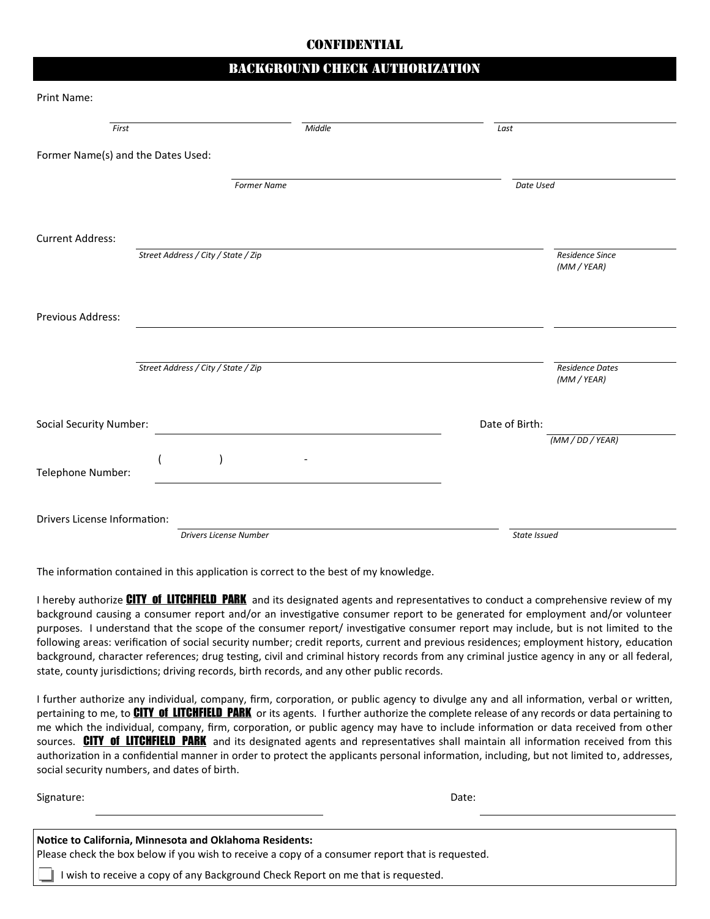CONFIDENTIAL

# BACKGROUND CHECK AUTHORIZATION

Print Name:

_______________ _______________ _______________
*First* *Middle* *Last*

Former Name(s) and the Dates Used:

_______________ _______________
*Former Name* *Date Used*

Current Address:

_______________ _______________
*Street Address / City / State / Zip* *Residence Since (MM / YEAR)*

Previous Address:

_______________ _______________

_______________ _______________
*Street Address / City / State / Zip* *Residence Dates (MM / YEAR)*

Social Security Number: _______________ Date of Birth: _______________
*(MM / DD / YEAR)*

Telephone Number: ( ) -

Drivers License Information:

_______________ _______________
*Drivers License Number* *State Issued*

The information contained in this application is correct to the best of my knowledge.

I hereby authorize **CITY of LITCHFIELD PARK** and its designated agents and representatives to conduct a comprehensive review of my background causing a consumer report and/or an investigative consumer report to be generated for employment and/or volunteer purposes. I understand that the scope of the consumer report/ investigative consumer report may include, but is not limited to the following areas: verification of social security number; credit reports, current and previous residences; employment history, education background, character references; drug testing, civil and criminal history records from any criminal justice agency in any or all federal, state, county jurisdictions; driving records, birth records, and any other public records.

I further authorize any individual, company, firm, corporation, or public agency to divulge any and all information, verbal or written, pertaining to me, to **CITY of LITCHFIELD PARK** or its agents. I further authorize the complete release of any records or data pertaining to me which the individual, company, firm, corporation, or public agency may have to include information or data received from other sources. **CITY of LITCHFIELD PARK** and its designated agents and representatives shall maintain all information received from this authorization in a confidential manner in order to protect the applicants personal information, including, but not limited to, addresses, social security numbers, and dates of birth.

Signature: _______________ Date: _______________

**Notice to California, Minnesota and Oklahoma Residents:**
Please check the box below if you wish to receive a copy of a consumer report that is requested.

☐ I wish to receive a copy of any Background Check Report on me that is requested.